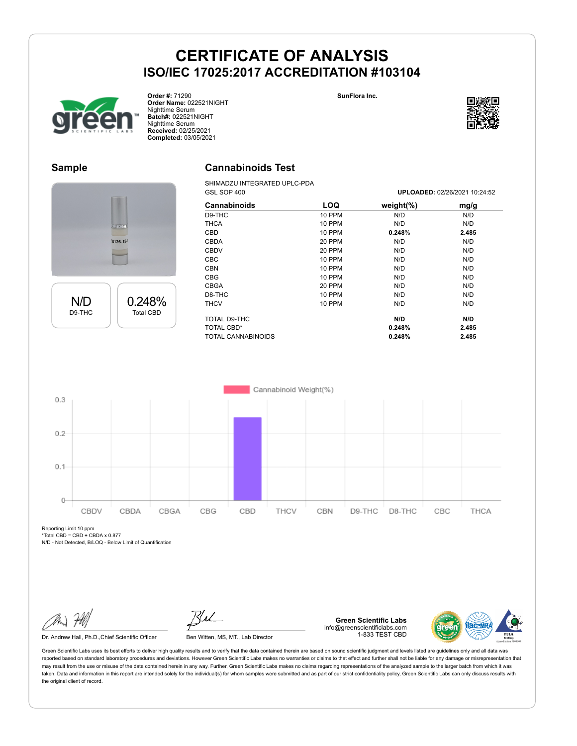# CERTIFICATE OF ANALYSIS
## ISO/IEC 17025:2017 ACCREDITATION #103104

**Order #:** 71290
**Order Name:** 022521NIGHT
Nighttime Serum
**Batch#:** 022521NIGHT
Nighttime Serum
**Received:** 02/25/2021
**Completed:** 03/05/2021

**SunFlora Inc.**

## Sample

| N/D | 0.248% |
|---|---|
| D9-THC | Total CBD |

## Cannabinoids Test

SHIMADZU INTEGRATED UPLC-PDA
GSL SOP 400

**UPLOADED:** 02/26/2021 10:24:52

| Cannabinoids | LOQ | weight(%) | mg/g |
|---|---|---|---|
| D9-THC | 10 PPM | N/D | N/D |
| THCA | 10 PPM | N/D | N/D |
| CBD | 10 PPM | **0.248**% | **2.485** |
| CBDA | 20 PPM | N/D | N/D |
| CBDV | 20 PPM | N/D | N/D |
| CBC | 10 PPM | N/D | N/D |
| CBN | 10 PPM | N/D | N/D |
| CBG | 10 PPM | N/D | N/D |
| CBGA | 20 PPM | N/D | N/D |
| D8-THC | 10 PPM | N/D | N/D |
| THCV | 10 PPM | N/D | N/D |
| TOTAL D9-THC | | **N/D** | **N/D** |
| TOTAL CBD* | | **0.248%** | **2.485** |
| TOTAL CANNABINOIDS | | **0.248%** | **2.485** |

Reporting Limit 10 ppm
*Total CBD = CBD + CBDA x 0.877
N/D - Not Detected, B/LOQ - Below Limit of Quantification

Dr. Andrew Hall, Ph.D.,Chief Scientific Officer

Ben Witten, MS, MT., Lab Director

**Green Scientific Labs**
info@greenscientificlabs.com
1-833 TEST CBD

Green Scientific Labs uses its best efforts to deliver high quality results and to verify that the data contained therein are based on sound scientific judgment and levels listed are guidelines only and all data was reported based on standard laboratory procedures and deviations. However Green Scientific Labs makes no warranties or claims to that effect and further shall not be liable for any damage or misrepresentation that may result from the use or misuse of the data contained herein in any way. Further, Green Scientific Labs makes no claims regarding representations of the analyzed sample to the larger batch from which it was taken. Data and information in this report are intended solely for the individual(s) for whom samples were submitted and as part of our strict confidentiality policy, Green Scientific Labs can only discuss results with the original client of record.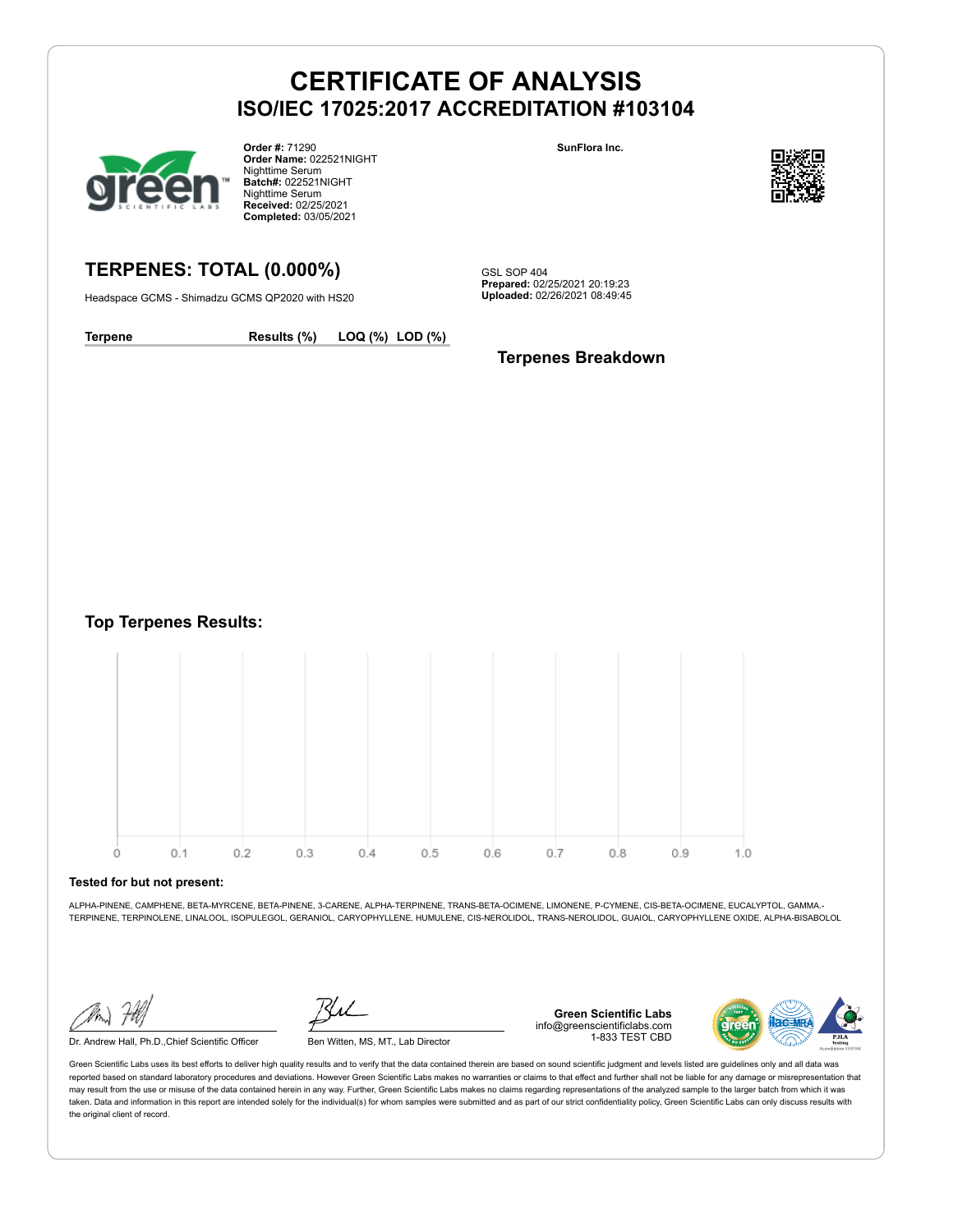# CERTIFICATE OF ANALYSIS
## ISO/IEC 17025:2017 ACCREDITATION #103104

**Order #:** 71290
**Order Name:** 022521NIGHT Nighttime Serum
**Batch#:** 022521NIGHT Nighttime Serum
**Received:** 02/25/2021
**Completed:** 03/05/2021

**SunFlora Inc.**

## TERPENES: TOTAL (0.000%)

Headspace GCMS - Shimadzu GCMS QP2020 with HS20

GSL SOP 404
**Prepared:** 02/25/2021 20:19:23
**Uploaded:** 02/26/2021 08:49:45

| Terpene | Results (%) | LOQ (%) | LOD (%) |
|---|---|---|---|

### Terpenes Breakdown

### Top Terpenes Results:

0 0.1 0.2 0.3 0.4 0.5 0.6 0.7 0.8 0.9 1.0

**Tested for but not present:**

ALPHA-PINENE, CAMPHENE, BETA-MYRCENE, BETA-PINENE, 3-CARENE, ALPHA-TERPINENE, TRANS-BETA-OCIMENE, LIMONENE, P-CYMENE, CIS-BETA-OCIMENE, EUCALYPTOL, GAMMA.-TERPINENE, TERPINOLENE, LINALOOL, ISOPULEGOL, GERANIOL, CARYOPHYLLENE, HUMULENE, CIS-NEROLIDOL, TRANS-NEROLIDOL, GUAIOL, CARYOPHYLLENE OXIDE, ALPHA-BISABOLOL

Dr. Andrew Hall, Ph.D.,Chief Scientific Officer

Ben Witten, MS, MT., Lab Director

**Green Scientific Labs**
info@greenscientificlabs.com
1-833 TEST CBD

Green Scientific Labs uses its best efforts to deliver high quality results and to verify that the data contained therein are based on sound scientific judgment and levels listed are guidelines only and all data was reported based on standard laboratory procedures and deviations. However Green Scientific Labs makes no warranties or claims to that effect and further shall not be liable for any damage or misrepresentation that may result from the use or misuse of the data contained herein in any way. Further, Green Scientific Labs makes no claims regarding representations of the analyzed sample to the larger batch from which it was taken. Data and information in this report are intended solely for the individual(s) for whom samples were submitted and as part of our strict confidentiality policy, Green Scientific Labs can only discuss results with the original client of record.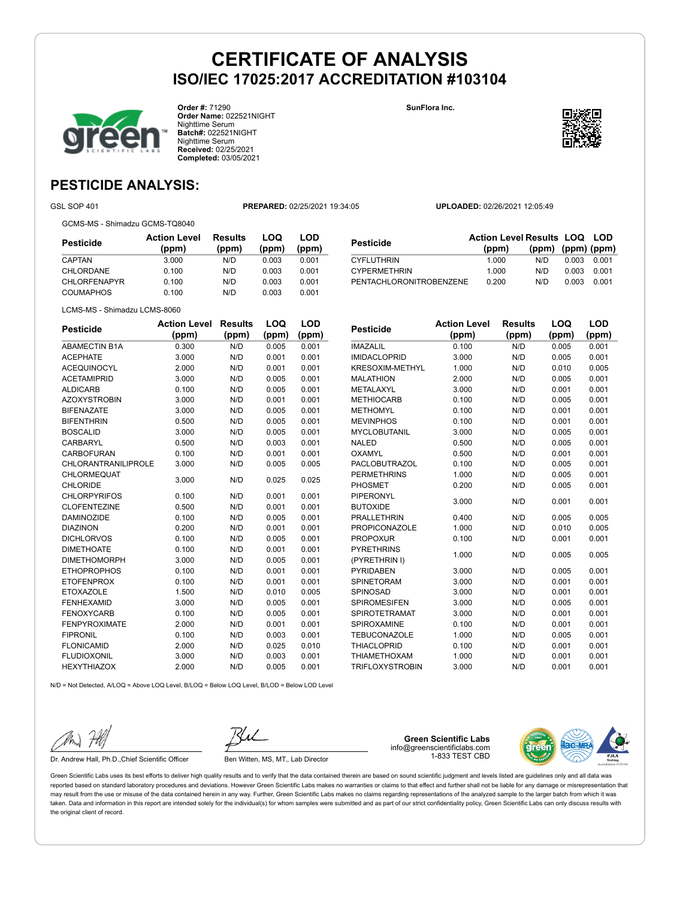# CERTIFICATE OF ANALYSIS
## ISO/IEC 17025:2017 ACCREDITATION #103104

**Order #:** 71290
**Order Name:** 022521NIGHT Nighttime Serum
**Batch#:** 022521NIGHT Nighttime Serum
**Received:** 02/25/2021
**Completed:** 03/05/2021

**SunFlora Inc.**

## PESTICIDE ANALYSIS:

GSL SOP 401 **PREPARED:** 02/25/2021 19:34:05 **UPLOADED:** 02/26/2021 12:05:49

GCMS-MS - Shimadzu GCMS-TQ8040

| Pesticide | Action Level (ppm) | Results (ppm) | LOQ (ppm) | LOD (ppm) |
|---|---|---|---|---|
| CAPTAN | 3.000 | N/D | 0.003 | 0.001 |
| CHLORDANE | 0.100 | N/D | 0.003 | 0.001 |
| CHLORFENAPYR | 0.100 | N/D | 0.003 | 0.001 |
| COUMAPHOS | 0.100 | N/D | 0.003 | 0.001 |
| CYFLUTHRIN | 1.000 | N/D | 0.003 | 0.001 |
| CYPERMETHRIN | 1.000 | N/D | 0.003 | 0.001 |
| PENTACHLORONITROBENZENE | 0.200 | N/D | 0.003 | 0.001 |

LCMS-MS - Shimadzu LCMS-8060

| Pesticide | Action Level (ppm) | Results (ppm) | LOQ (ppm) | LOD (ppm) |
|---|---|---|---|---|
| ABAMECTIN B1A | 0.300 | N/D | 0.005 | 0.001 |
| ACEPHATE | 3.000 | N/D | 0.001 | 0.001 |
| ACEQUINOCYL | 2.000 | N/D | 0.001 | 0.001 |
| ACETAMIPRID | 3.000 | N/D | 0.005 | 0.001 |
| ALDICARB | 0.100 | N/D | 0.005 | 0.001 |
| AZOXYSTROBIN | 3.000 | N/D | 0.001 | 0.001 |
| BIFENAZATE | 3.000 | N/D | 0.005 | 0.001 |
| BIFENTHRIN | 0.500 | N/D | 0.005 | 0.001 |
| BOSCALID | 3.000 | N/D | 0.005 | 0.001 |
| CARBARYL | 0.500 | N/D | 0.003 | 0.001 |
| CARBOFURAN | 0.100 | N/D | 0.001 | 0.001 |
| CHLORANTRANILIPROLE | 3.000 | N/D | 0.005 | 0.005 |
| CHLORMEQUAT CHLORIDE | 3.000 | N/D | 0.025 | 0.025 |
| CHLORPYRIFOS | 0.100 | N/D | 0.001 | 0.001 |
| CLOFENTEZINE | 0.500 | N/D | 0.001 | 0.001 |
| DAMINOZIDE | 0.100 | N/D | 0.005 | 0.001 |
| DIAZINON | 0.200 | N/D | 0.001 | 0.001 |
| DICHLORVOS | 0.100 | N/D | 0.005 | 0.001 |
| DIMETHOATE | 0.100 | N/D | 0.001 | 0.001 |
| DIMETHOMORPH | 3.000 | N/D | 0.005 | 0.001 |
| ETHOPROPHOS | 0.100 | N/D | 0.001 | 0.001 |
| ETOFENPROX | 0.100 | N/D | 0.001 | 0.001 |
| ETOXAZOLE | 1.500 | N/D | 0.010 | 0.005 |
| FENHEXAMID | 3.000 | N/D | 0.005 | 0.001 |
| FENOXYCARB | 0.100 | N/D | 0.005 | 0.001 |
| FENPYROXIMATE | 2.000 | N/D | 0.001 | 0.001 |
| FIPRONIL | 0.100 | N/D | 0.003 | 0.001 |
| FLONICAMID | 2.000 | N/D | 0.025 | 0.010 |
| FLUDIOXONIL | 3.000 | N/D | 0.003 | 0.001 |
| HEXYTHIAZOX | 2.000 | N/D | 0.005 | 0.001 |
| IMAZALIL | 0.100 | N/D | 0.005 | 0.001 |
| IMIDACLOPRID | 3.000 | N/D | 0.005 | 0.001 |
| KRESOXIM-METHYL | 1.000 | N/D | 0.010 | 0.005 |
| MALATHION | 2.000 | N/D | 0.005 | 0.001 |
| METALAXYL | 3.000 | N/D | 0.001 | 0.001 |
| METHIOCARB | 0.100 | N/D | 0.005 | 0.001 |
| METHOMYL | 0.100 | N/D | 0.001 | 0.001 |
| MEVINPHOS | 0.100 | N/D | 0.001 | 0.001 |
| MYCLOBUTANIL | 3.000 | N/D | 0.005 | 0.001 |
| NALED | 0.500 | N/D | 0.005 | 0.001 |
| OXAMYL | 0.500 | N/D | 0.001 | 0.001 |
| PACLOBUTRAZOL | 0.100 | N/D | 0.005 | 0.001 |
| PERMETHRINS | 1.000 | N/D | 0.005 | 0.001 |
| PHOSMET | 0.200 | N/D | 0.005 | 0.001 |
| PIPERONYL BUTOXIDE | 3.000 | N/D | 0.001 | 0.001 |
| PRALLETHRIN | 0.400 | N/D | 0.005 | 0.005 |
| PROPICONAZOLE | 1.000 | N/D | 0.010 | 0.005 |
| PROPOXUR | 0.100 | N/D | 0.001 | 0.001 |
| PYRETHRINS (PYRETHRIN I) | 1.000 | N/D | 0.005 | 0.005 |
| PYRIDABEN | 3.000 | N/D | 0.005 | 0.001 |
| SPINETORAM | 3.000 | N/D | 0.001 | 0.001 |
| SPINOSAD | 3.000 | N/D | 0.001 | 0.001 |
| SPIROMESIFEN | 3.000 | N/D | 0.005 | 0.001 |
| SPIROTETRAMAT | 3.000 | N/D | 0.001 | 0.001 |
| SPIROXAMINE | 0.100 | N/D | 0.001 | 0.001 |
| TEBUCONAZOLE | 1.000 | N/D | 0.005 | 0.001 |
| THIACLOPRID | 0.100 | N/D | 0.001 | 0.001 |
| THIAMETHOXAM | 1.000 | N/D | 0.001 | 0.001 |
| TRIFLOXYSTROBIN | 3.000 | N/D | 0.001 | 0.001 |

N/D = Not Detected, A/LOQ = Above LOQ Level, B/LOQ = Below LOQ Level, B/LOD = Below LOD Level

Dr. Andrew Hall, Ph.D.,Chief Scientific Officer

Ben Witten, MS, MT., Lab Director

**Green Scientific Labs**
info@greenscientificlabs.com
1-833 TEST CBD

Green Scientific Labs uses its best efforts to deliver high quality results and to verify that the data contained therein are based on sound scientific judgment and levels listed are guidelines only and all data was reported based on standard laboratory procedures and deviations. However Green Scientific Labs makes no warranties or claims to that effect and further shall not be liable for any damage or misrepresentation that may result from the use or misuse of the data contained herein in any way. Further, Green Scientific Labs makes no claims regarding representations of the analyzed sample to the larger batch from which it was taken. Data and information in this report are intended solely for the individual(s) for whom samples were submitted and as part of our strict confidentiality policy, Green Scientific Labs can only discuss results with the original client of record.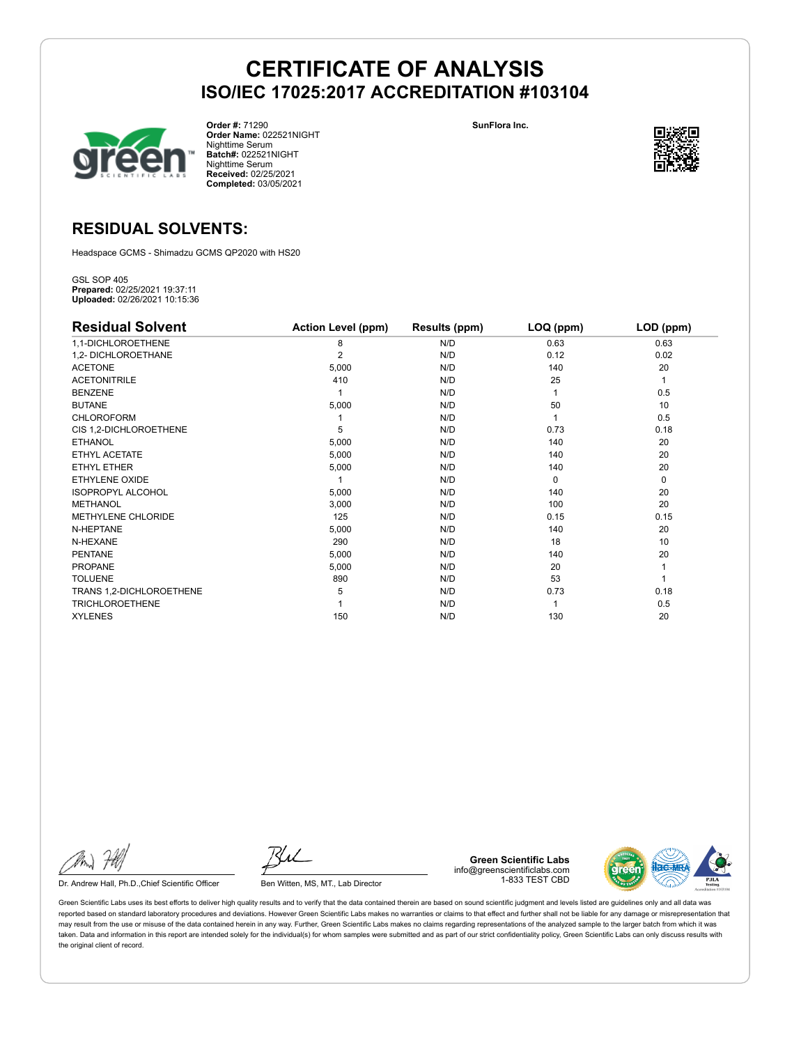# CERTIFICATE OF ANALYSIS
## ISO/IEC 17025:2017 ACCREDITATION #103104

**Order #:** 71290
**Order Name:** 022521NIGHT
Nighttime Serum
**Batch#:** 022521NIGHT
Nighttime Serum
**Received:** 02/25/2021
**Completed:** 03/05/2021

**SunFlora Inc.**

## RESIDUAL SOLVENTS:

Headspace GCMS - Shimadzu GCMS QP2020 with HS20

GSL SOP 405
**Prepared:** 02/25/2021 19:37:11
**Uploaded:** 02/26/2021 10:15:36

| Residual Solvent | Action Level (ppm) | Results (ppm) | LOQ (ppm) | LOD (ppm) |
|---|---|---|---|---|
| 1,1-DICHLOROETHENE | 8 | N/D | 0.63 | 0.63 |
| 1,2- DICHLOROETHANE | 2 | N/D | 0.12 | 0.02 |
| ACETONE | 5,000 | N/D | 140 | 20 |
| ACETONITRILE | 410 | N/D | 25 | 1 |
| BENZENE | 1 | N/D | 1 | 0.5 |
| BUTANE | 5,000 | N/D | 50 | 10 |
| CHLOROFORM | 1 | N/D | 1 | 0.5 |
| CIS 1,2-DICHLOROETHENE | 5 | N/D | 0.73 | 0.18 |
| ETHANOL | 5,000 | N/D | 140 | 20 |
| ETHYL ACETATE | 5,000 | N/D | 140 | 20 |
| ETHYL ETHER | 5,000 | N/D | 140 | 20 |
| ETHYLENE OXIDE | 1 | N/D | 0 | 0 |
| ISOPROPYL ALCOHOL | 5,000 | N/D | 140 | 20 |
| METHANOL | 3,000 | N/D | 100 | 20 |
| METHYLENE CHLORIDE | 125 | N/D | 0.15 | 0.15 |
| N-HEPTANE | 5,000 | N/D | 140 | 20 |
| N-HEXANE | 290 | N/D | 18 | 10 |
| PENTANE | 5,000 | N/D | 140 | 20 |
| PROPANE | 5,000 | N/D | 20 | 1 |
| TOLUENE | 890 | N/D | 53 | 1 |
| TRANS 1,2-DICHLOROETHENE | 5 | N/D | 0.73 | 0.18 |
| TRICHLOROETHENE | 1 | N/D | 1 | 0.5 |
| XYLENES | 150 | N/D | 130 | 20 |

Dr. Andrew Hall, Ph.D.,Chief Scientific Officer

Ben Witten, MS, MT., Lab Director

**Green Scientific Labs**
info@greenscientificlabs.com
1-833 TEST CBD

Green Scientific Labs uses its best efforts to deliver high quality results and to verify that the data contained therein are based on sound scientific judgment and levels listed are guidelines only and all data was reported based on standard laboratory procedures and deviations. However Green Scientific Labs makes no warranties or claims to that effect and further shall not be liable for any damage or misrepresentation that may result from the use or misuse of the data contained herein in any way. Further, Green Scientific Labs makes no claims regarding representations of the analyzed sample to the larger batch from which it was taken. Data and information in this report are intended solely for the individual(s) for whom samples were submitted and as part of our strict confidentiality policy, Green Scientific Labs can only discuss results with the original client of record.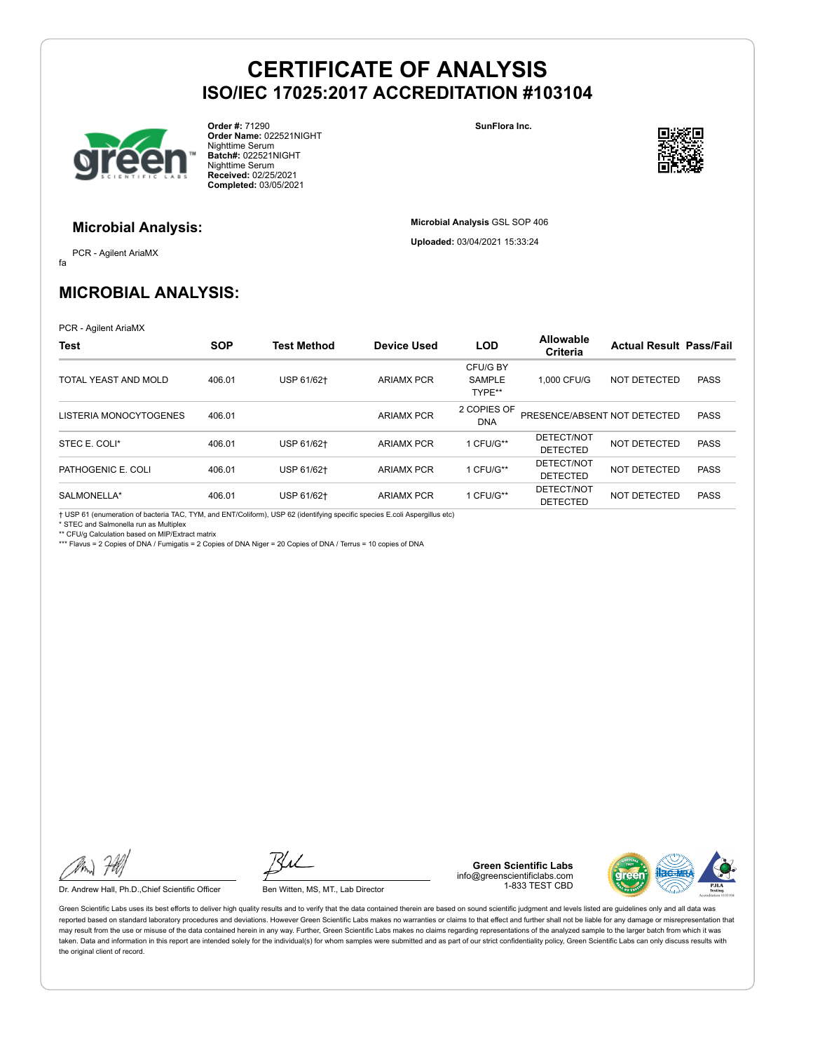# CERTIFICATE OF ANALYSIS
## ISO/IEC 17025:2017 ACCREDITATION #103104

**Order #:** 71290
**Order Name:** 022521NIGHT Nighttime Serum
**Batch#:** 022521NIGHT Nighttime Serum
**Received:** 02/25/2021
**Completed:** 03/05/2021

**SunFlora Inc.**

### Microbial Analysis:

PCR - Agilent AriaMX

fa

**Microbial Analysis** GSL SOP 406

**Uploaded:** 03/04/2021 15:33:24

## MICROBIAL ANALYSIS:

PCR - Agilent AriaMX

| Test | SOP | Test Method | Device Used | LOD | Allowable Criteria | Actual Result | Pass/Fail |
|---|---|---|---|---|---|---|---|
| TOTAL YEAST AND MOLD | 406.01 | USP 61/62† | ARIAMX PCR | CFU/G BY SAMPLE TYPE** | 1,000 CFU/G | NOT DETECTED | PASS |
| LISTERIA MONOCYTOGENES | 406.01 | | ARIAMX PCR | 2 COPIES OF DNA | PRESENCE/ABSENT | NOT DETECTED | PASS |
| STEC E. COLI* | 406.01 | USP 61/62† | ARIAMX PCR | 1 CFU/G** | DETECT/NOT DETECTED | NOT DETECTED | PASS |
| PATHOGENIC E. COLI | 406.01 | USP 61/62† | ARIAMX PCR | 1 CFU/G** | DETECT/NOT DETECTED | NOT DETECTED | PASS |
| SALMONELLA* | 406.01 | USP 61/62† | ARIAMX PCR | 1 CFU/G** | DETECT/NOT DETECTED | NOT DETECTED | PASS |

† USP 61 (enumeration of bacteria TAC, TYM, and ENT/Coliform), USP 62 (identifying specific species E.coli Aspergillus etc)
* STEC and Salmonella run as Multiplex
** CFU/g Calculation based on MIP/Extract matrix
*** Flavus = 2 Copies of DNA / Fumigatis = 2 Copies of DNA Niger = 20 Copies of DNA / Terrus = 10 copies of DNA

Dr. Andrew Hall, Ph.D.,Chief Scientific Officer

Ben Witten, MS, MT., Lab Director

**Green Scientific Labs**
info@greenscientificlabs.com
1-833 TEST CBD

Green Scientific Labs uses its best efforts to deliver high quality results and to verify that the data contained therein are based on sound scientific judgment and levels listed are guidelines only and all data was reported based on standard laboratory procedures and deviations. However Green Scientific Labs makes no warranties or claims to that effect and further shall not be liable for any damage or misrepresentation that may result from the use or misuse of the data contained herein in any way. Further, Green Scientific Labs makes no claims regarding representations of the analyzed sample to the larger batch from which it was taken. Data and information in this report are intended solely for the individual(s) for whom samples were submitted and as part of our strict confidentiality policy, Green Scientific Labs can only discuss results with the original client of record.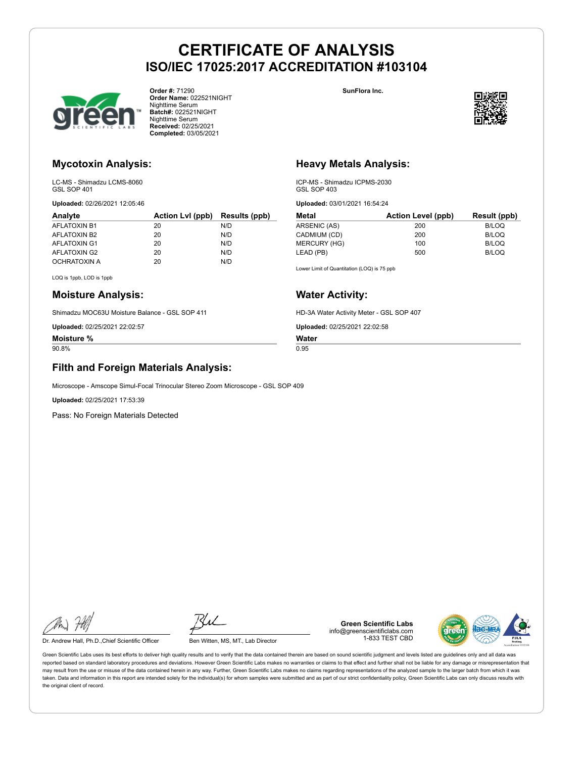# CERTIFICATE OF ANALYSIS

## ISO/IEC 17025:2017 ACCREDITATION #103104

**Order #:** 71290
**Order Name:** 022521NIGHT
Nighttime Serum
**Batch#:** 022521NIGHT
Nighttime Serum
**Received:** 02/25/2021
**Completed:** 03/05/2021

**SunFlora Inc.**

## Mycotoxin Analysis:

LC-MS - Shimadzu LCMS-8060
GSL SOP 401

**Uploaded:** 02/26/2021 12:05:46

| Analyte | Action Lvl (ppb) | Results (ppb) |
|---|---|---|
| AFLATOXIN B1 | 20 | N/D |
| AFLATOXIN B2 | 20 | N/D |
| AFLATOXIN G1 | 20 | N/D |
| AFLATOXIN G2 | 20 | N/D |
| OCHRATOXIN A | 20 | N/D |

LOQ is 1ppb, LOD is 1ppb

## Heavy Metals Analysis:

ICP-MS - Shimadzu ICPMS-2030
GSL SOP 403

**Uploaded:** 03/01/2021 16:54:24

| Metal | Action Level (ppb) | Result (ppb) |
|---|---|---|
| ARSENIC (AS) | 200 | B/LOQ |
| CADMIUM (CD) | 200 | B/LOQ |
| MERCURY (HG) | 100 | B/LOQ |
| LEAD (PB) | 500 | B/LOQ |

Lower Limit of Quantitation (LOQ) is 75 ppb

## Moisture Analysis:

Shimadzu MOC63U Moisture Balance - GSL SOP 411

**Uploaded:** 02/25/2021 22:02:57

| Moisture % |
|---|
| 90.8% |

## Water Activity:

HD-3A Water Activity Meter - GSL SOP 407

**Uploaded:** 02/25/2021 22:02:58

| Water |
|---|
| 0.95 |

## Filth and Foreign Materials Analysis:

Microscope - Amscope Simul-Focal Trinocular Stereo Zoom Microscope - GSL SOP 409

**Uploaded:** 02/25/2021 17:53:39

Pass: No Foreign Materials Detected

Dr. Andrew Hall, Ph.D.,Chief Scientific Officer

Ben Witten, MS, MT., Lab Director

**Green Scientific Labs**
info@greenscientificlabs.com
1-833 TEST CBD

Green Scientific Labs uses its best efforts to deliver high quality results and to verify that the data contained therein are based on sound scientific judgment and levels listed are guidelines only and all data was reported based on standard laboratory procedures and deviations. However Green Scientific Labs makes no warranties or claims to that effect and further shall not be liable for any damage or misrepresentation that may result from the use or misuse of the data contained herein in any way. Further, Green Scientific Labs makes no claims regarding representations of the analyzed sample to the larger batch from which it was taken. Data and information in this report are intended solely for the individual(s) for whom samples were submitted and as part of our strict confidentiality policy, Green Scientific Labs can only discuss results with the original client of record.